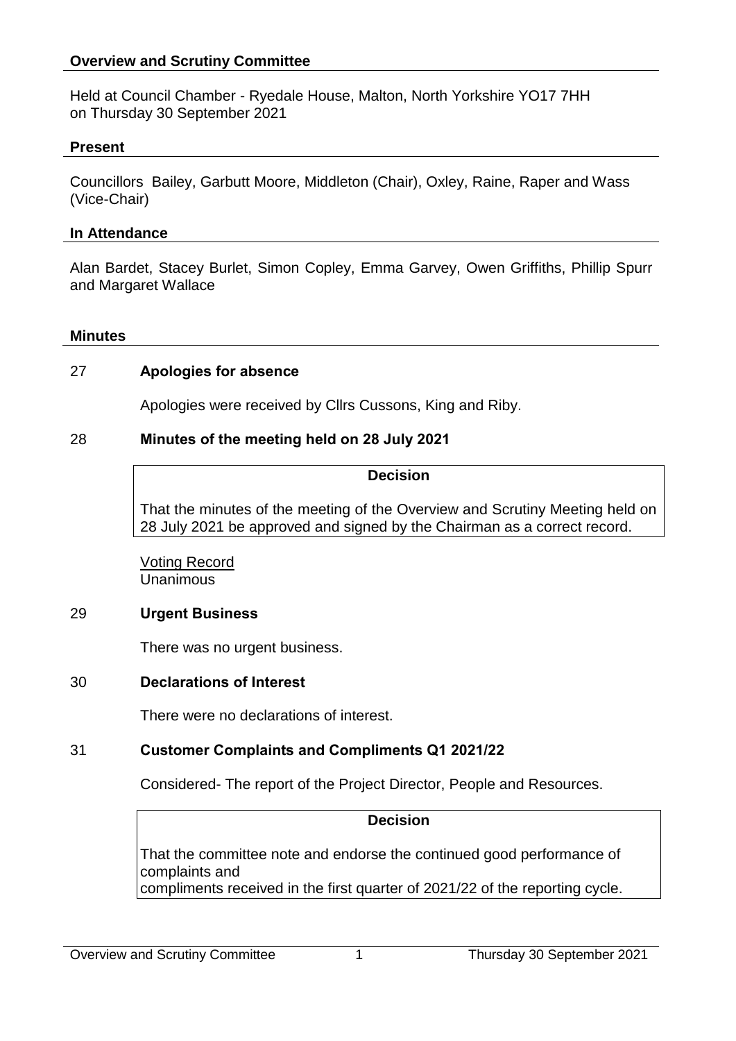## Overview and Scrutiny Committee

Held at Council Chamber - Ryedale House, Malton, North Yorkshire YO17 7HH
on Thursday 30 September 2021

### Present

Councillors Bailey, Garbutt Moore, Middleton (Chair), Oxley, Raine, Raper and Wass (Vice-Chair)

### In Attendance

Alan Bardet, Stacey Burlet, Simon Copley, Emma Garvey, Owen Griffiths, Phillip Spurr and Margaret Wallace

### Minutes

**27 Apologies for absence**

Apologies were received by Cllrs Cussons, King and Riby.

**28 Minutes of the meeting held on 28 July 2021**

**Decision**

That the minutes of the meeting of the Overview and Scrutiny Meeting held on 28 July 2021 be approved and signed by the Chairman as a correct record.

Voting Record
Unanimous

**29 Urgent Business**

There was no urgent business.

**30 Declarations of Interest**

There were no declarations of interest.

**31 Customer Complaints and Compliments Q1 2021/22**

Considered- The report of the Project Director, People and Resources.

**Decision**

That the committee note and endorse the continued good performance of complaints and
compliments received in the first quarter of 2021/22 of the reporting cycle.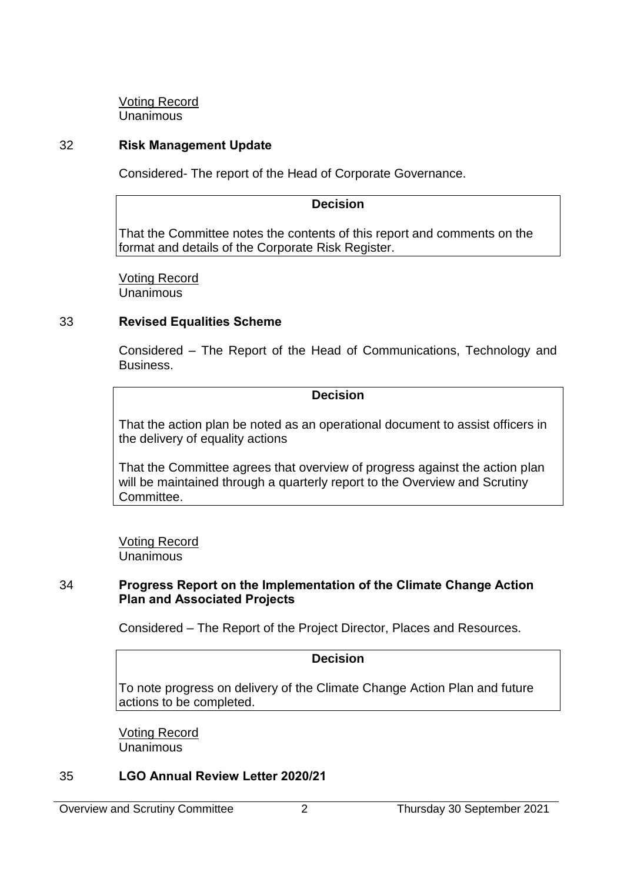Voting Record
Unanimous

## 32 Risk Management Update

Considered- The report of the Head of Corporate Governance.

**Decision**

That the Committee notes the contents of this report and comments on the format and details of the Corporate Risk Register.

Voting Record
Unanimous

## 33 Revised Equalities Scheme

Considered – The Report of the Head of Communications, Technology and Business.

**Decision**

That the action plan be noted as an operational document to assist officers in the delivery of equality actions

That the Committee agrees that overview of progress against the action plan will be maintained through a quarterly report to the Overview and Scrutiny Committee.

Voting Record
Unanimous

## 34 Progress Report on the Implementation of the Climate Change Action Plan and Associated Projects

Considered – The Report of the Project Director, Places and Resources.

**Decision**

To note progress on delivery of the Climate Change Action Plan and future actions to be completed.

Voting Record
Unanimous

## 35 LGO Annual Review Letter 2020/21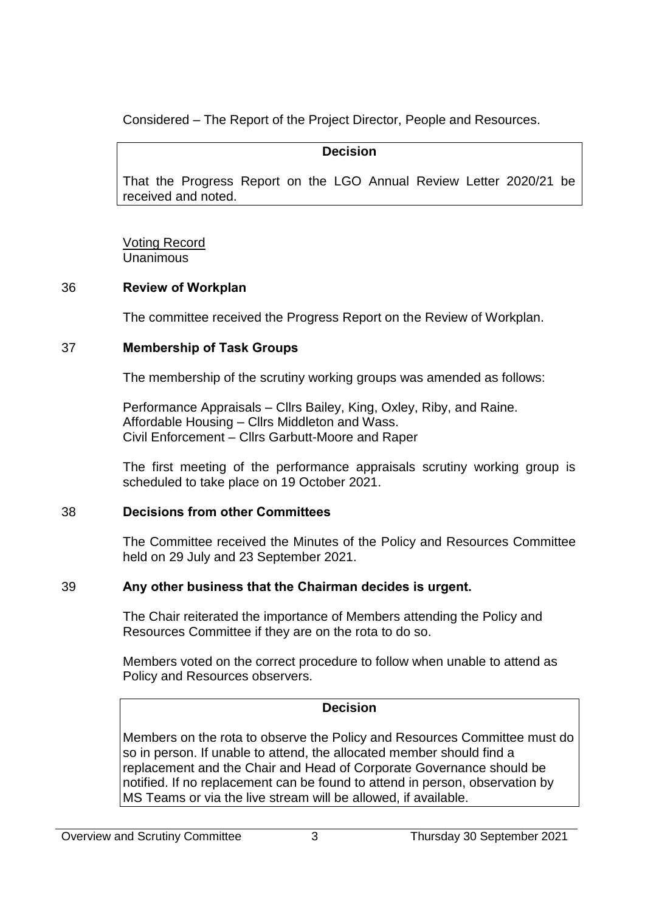Considered – The Report of the Project Director, People and Resources.

> **Decision**
>
> That the Progress Report on the LGO Annual Review Letter 2020/21 be received and noted.

Voting Record
Unanimous

## 36 Review of Workplan

The committee received the Progress Report on the Review of Workplan.

## 37 Membership of Task Groups

The membership of the scrutiny working groups was amended as follows:

Performance Appraisals – Cllrs Bailey, King, Oxley, Riby, and Raine.
Affordable Housing – Cllrs Middleton and Wass.
Civil Enforcement – Cllrs Garbutt-Moore and Raper

The first meeting of the performance appraisals scrutiny working group is scheduled to take place on 19 October 2021.

## 38 Decisions from other Committees

The Committee received the Minutes of the Policy and Resources Committee held on 29 July and 23 September 2021.

## 39 Any other business that the Chairman decides is urgent.

The Chair reiterated the importance of Members attending the Policy and Resources Committee if they are on the rota to do so.

Members voted on the correct procedure to follow when unable to attend as Policy and Resources observers.

> **Decision**
>
> Members on the rota to observe the Policy and Resources Committee must do so in person. If unable to attend, the allocated member should find a replacement and the Chair and Head of Corporate Governance should be notified. If no replacement can be found to attend in person, observation by MS Teams or via the live stream will be allowed, if available.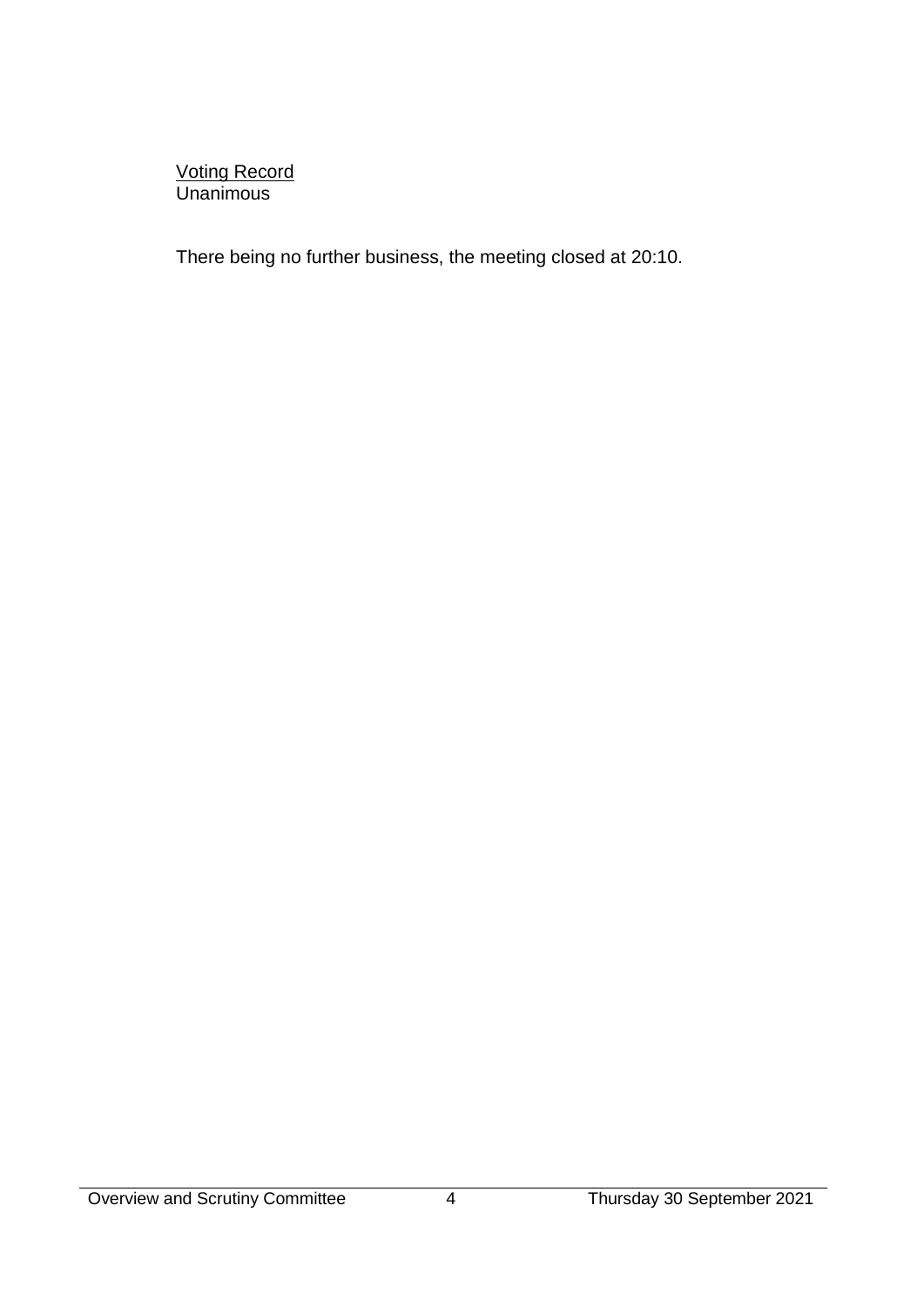<u>Voting Record</u>
Unanimous

There being no further business, the meeting closed at 20:10.